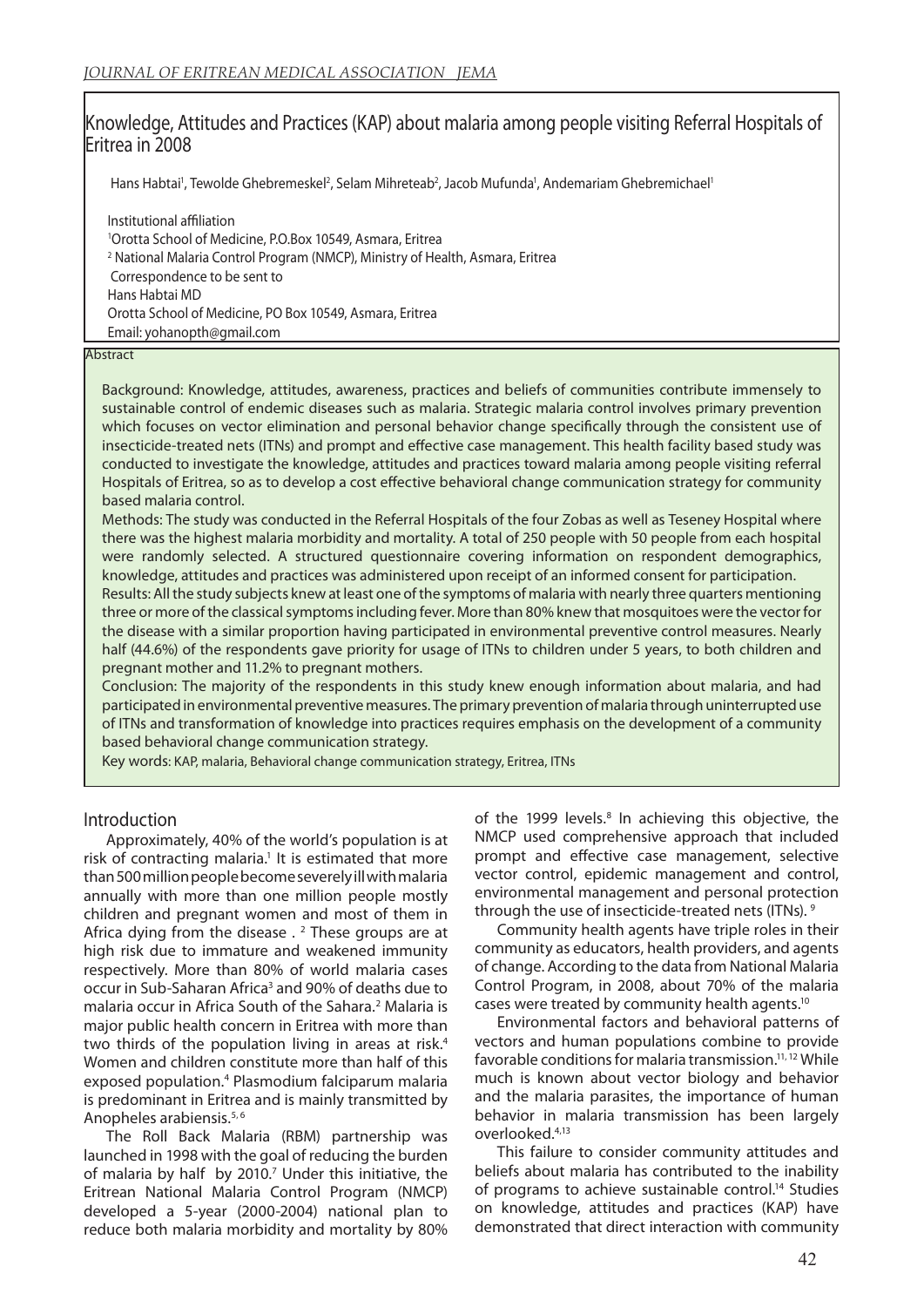# Knowledge, Attitudes and Practices (KAP) about malaria among people visiting Referral Hospitals of Eritrea in 2008

Hans Habtai[1], Tewolde Ghebremeskel[2], Selam Mihreteab[2], Jacob Mufunda[1], Andemariam Ghebremichael[1]

Institutional affiliation
[1]Orotta School of Medicine, P.O.Box 10549, Asmara, Eritrea
[2] National Malaria Control Program (NMCP), Ministry of Health, Asmara, Eritrea
Correspondence to be sent to
Hans Habtai MD
Orotta School of Medicine, PO Box 10549, Asmara, Eritrea
Email: yohanopth@gmail.com

## Abstract

Background: Knowledge, attitudes, awareness, practices and beliefs of communities contribute immensely to sustainable control of endemic diseases such as malaria. Strategic malaria control involves primary prevention which focuses on vector elimination and personal behavior change specifically through the consistent use of insecticide-treated nets (ITNs) and prompt and effective case management. This health facility based study was conducted to investigate the knowledge, attitudes and practices toward malaria among people visiting referral Hospitals of Eritrea, so as to develop a cost effective behavioral change communication strategy for community based malaria control.

Methods: The study was conducted in the Referral Hospitals of the four Zobas as well as Teseney Hospital where there was the highest malaria morbidity and mortality. A total of 250 people with 50 people from each hospital were randomly selected. A structured questionnaire covering information on respondent demographics, knowledge, attitudes and practices was administered upon receipt of an informed consent for participation.

Results: All the study subjects knew at least one of the symptoms of malaria with nearly three quarters mentioning three or more of the classical symptoms including fever. More than 80% knew that mosquitoes were the vector for the disease with a similar proportion having participated in environmental preventive control measures. Nearly half (44.6%) of the respondents gave priority for usage of ITNs to children under 5 years, to both children and pregnant mother and 11.2% to pregnant mothers.

Conclusion: The majority of the respondents in this study knew enough information about malaria, and had participated in environmental preventive measures. The primary prevention of malaria through uninterrupted use of ITNs and transformation of knowledge into practices requires emphasis on the development of a community based behavioral change communication strategy.

Key words: KAP, malaria, Behavioral change communication strategy, Eritrea, ITNs

## Introduction

Approximately, 40% of the world's population is at risk of contracting malaria.[1] It is estimated that more than 500 million people become severely ill with malaria annually with more than one million people mostly children and pregnant women and most of them in Africa dying from the disease . [2] These groups are at high risk due to immature and weakened immunity respectively. More than 80% of world malaria cases occur in Sub-Saharan Africa[3] and 90% of deaths due to malaria occur in Africa South of the Sahara.[2] Malaria is major public health concern in Eritrea with more than two thirds of the population living in areas at risk.[4] Women and children constitute more than half of this exposed population.[4] Plasmodium falciparum malaria is predominant in Eritrea and is mainly transmitted by Anopheles arabiensis.[5, 6]

The Roll Back Malaria (RBM) partnership was launched in 1998 with the goal of reducing the burden of malaria by half by 2010.[7] Under this initiative, the Eritrean National Malaria Control Program (NMCP) developed a 5-year (2000-2004) national plan to reduce both malaria morbidity and mortality by 80% of the 1999 levels.[8] In achieving this objective, the NMCP used comprehensive approach that included prompt and effective case management, selective vector control, epidemic management and control, environmental management and personal protection through the use of insecticide-treated nets (ITNs). [9]

Community health agents have triple roles in their community as educators, health providers, and agents of change. According to the data from National Malaria Control Program, in 2008, about 70% of the malaria cases were treated by community health agents.[10]

Environmental factors and behavioral patterns of vectors and human populations combine to provide favorable conditions for malaria transmission.[11, 12] While much is known about vector biology and behavior and the malaria parasites, the importance of human behavior in malaria transmission has been largely overlooked.[4,13]

This failure to consider community attitudes and beliefs about malaria has contributed to the inability of programs to achieve sustainable control.[14] Studies on knowledge, attitudes and practices (KAP) have demonstrated that direct interaction with community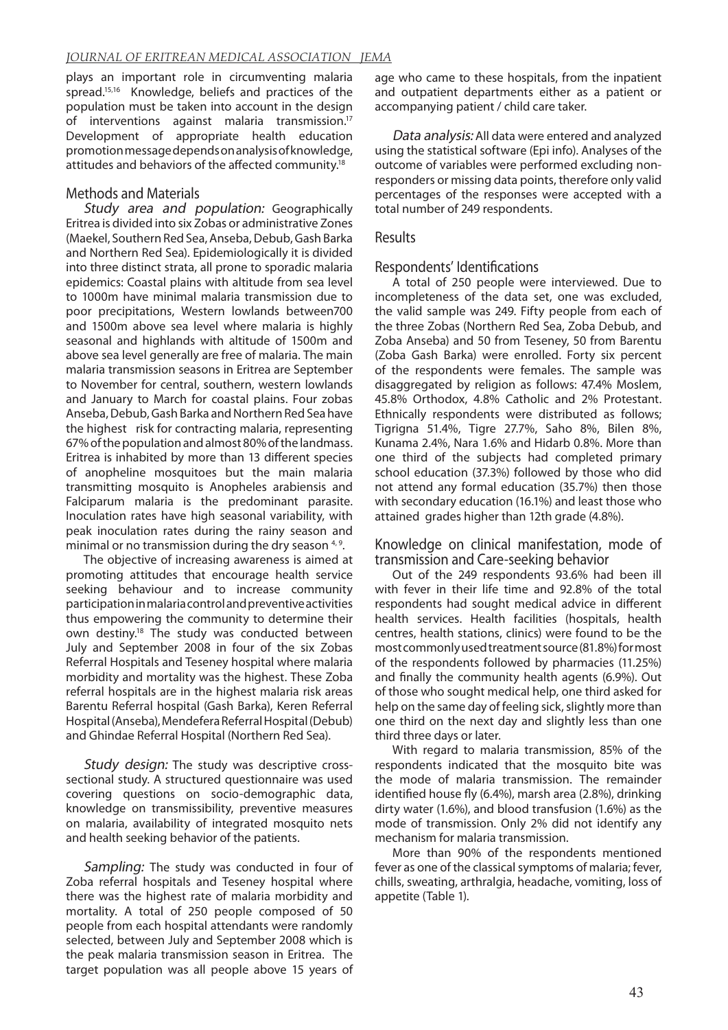plays an important role in circumventing malaria spread.[15,16] Knowledge, beliefs and practices of the population must be taken into account in the design of interventions against malaria transmission.[17] Development of appropriate health education promotion message depends on analysis of knowledge, attitudes and behaviors of the affected community.[18]

## Methods and Materials

*Study area and population:* Geographically Eritrea is divided into six Zobas or administrative Zones (Maekel, Southern Red Sea, Anseba, Debub, Gash Barka and Northern Red Sea). Epidemiologically it is divided into three distinct strata, all prone to sporadic malaria epidemics: Coastal plains with altitude from sea level to 1000m have minimal malaria transmission due to poor precipitations, Western lowlands between700 and 1500m above sea level where malaria is highly seasonal and highlands with altitude of 1500m and above sea level generally are free of malaria. The main malaria transmission seasons in Eritrea are September to November for central, southern, western lowlands and January to March for coastal plains. Four zobas Anseba, Debub, Gash Barka and Northern Red Sea have the highest risk for contracting malaria, representing 67% of the population and almost 80% of the landmass. Eritrea is inhabited by more than 13 different species of anopheline mosquitoes but the main malaria transmitting mosquito is Anopheles arabiensis and Falciparum malaria is the predominant parasite. Inoculation rates have high seasonal variability, with peak inoculation rates during the rainy season and minimal or no transmission during the dry season [4, 9].

The objective of increasing awareness is aimed at promoting attitudes that encourage health service seeking behaviour and to increase community participation in malaria control and preventive activities thus empowering the community to determine their own destiny.[18] The study was conducted between July and September 2008 in four of the six Zobas Referral Hospitals and Teseney hospital where malaria morbidity and mortality was the highest. These Zoba referral hospitals are in the highest malaria risk areas Barentu Referral hospital (Gash Barka), Keren Referral Hospital (Anseba), Mendefera Referral Hospital (Debub) and Ghindae Referral Hospital (Northern Red Sea).

*Study design:* The study was descriptive cross-sectional study. A structured questionnaire was used covering questions on socio-demographic data, knowledge on transmissibility, preventive measures on malaria, availability of integrated mosquito nets and health seeking behavior of the patients.

*Sampling:* The study was conducted in four of Zoba referral hospitals and Teseney hospital where there was the highest rate of malaria morbidity and mortality. A total of 250 people composed of 50 people from each hospital attendants were randomly selected, between July and September 2008 which is the peak malaria transmission season in Eritrea. The target population was all people above 15 years of age who came to these hospitals, from the inpatient and outpatient departments either as a patient or accompanying patient / child care taker.

*Data analysis:* All data were entered and analyzed using the statistical software (Epi info). Analyses of the outcome of variables were performed excluding non-responders or missing data points, therefore only valid percentages of the responses were accepted with a total number of 249 respondents.

## Results

### Respondents' Identifications

A total of 250 people were interviewed. Due to incompleteness of the data set, one was excluded, the valid sample was 249. Fifty people from each of the three Zobas (Northern Red Sea, Zoba Debub, and Zoba Anseba) and 50 from Teseney, 50 from Barentu (Zoba Gash Barka) were enrolled. Forty six percent of the respondents were females. The sample was disaggregated by religion as follows: 47.4% Moslem, 45.8% Orthodox, 4.8% Catholic and 2% Protestant. Ethnically respondents were distributed as follows; Tigrigna 51.4%, Tigre 27.7%, Saho 8%, Bilen 8%, Kunama 2.4%, Nara 1.6% and Hidarb 0.8%. More than one third of the subjects had completed primary school education (37.3%) followed by those who did not attend any formal education (35.7%) then those with secondary education (16.1%) and least those who attained grades higher than 12th grade (4.8%).

### Knowledge on clinical manifestation, mode of transmission and Care-seeking behavior

Out of the 249 respondents 93.6% had been ill with fever in their life time and 92.8% of the total respondents had sought medical advice in different health services. Health facilities (hospitals, health centres, health stations, clinics) were found to be the most commonly used treatment source (81.8%) for most of the respondents followed by pharmacies (11.25%) and finally the community health agents (6.9%). Out of those who sought medical help, one third asked for help on the same day of feeling sick, slightly more than one third on the next day and slightly less than one third three days or later.

With regard to malaria transmission, 85% of the respondents indicated that the mosquito bite was the mode of malaria transmission. The remainder identified house fly (6.4%), marsh area (2.8%), drinking dirty water (1.6%), and blood transfusion (1.6%) as the mode of transmission. Only 2% did not identify any mechanism for malaria transmission.

More than 90% of the respondents mentioned fever as one of the classical symptoms of malaria; fever, chills, sweating, arthralgia, headache, vomiting, loss of appetite (Table 1).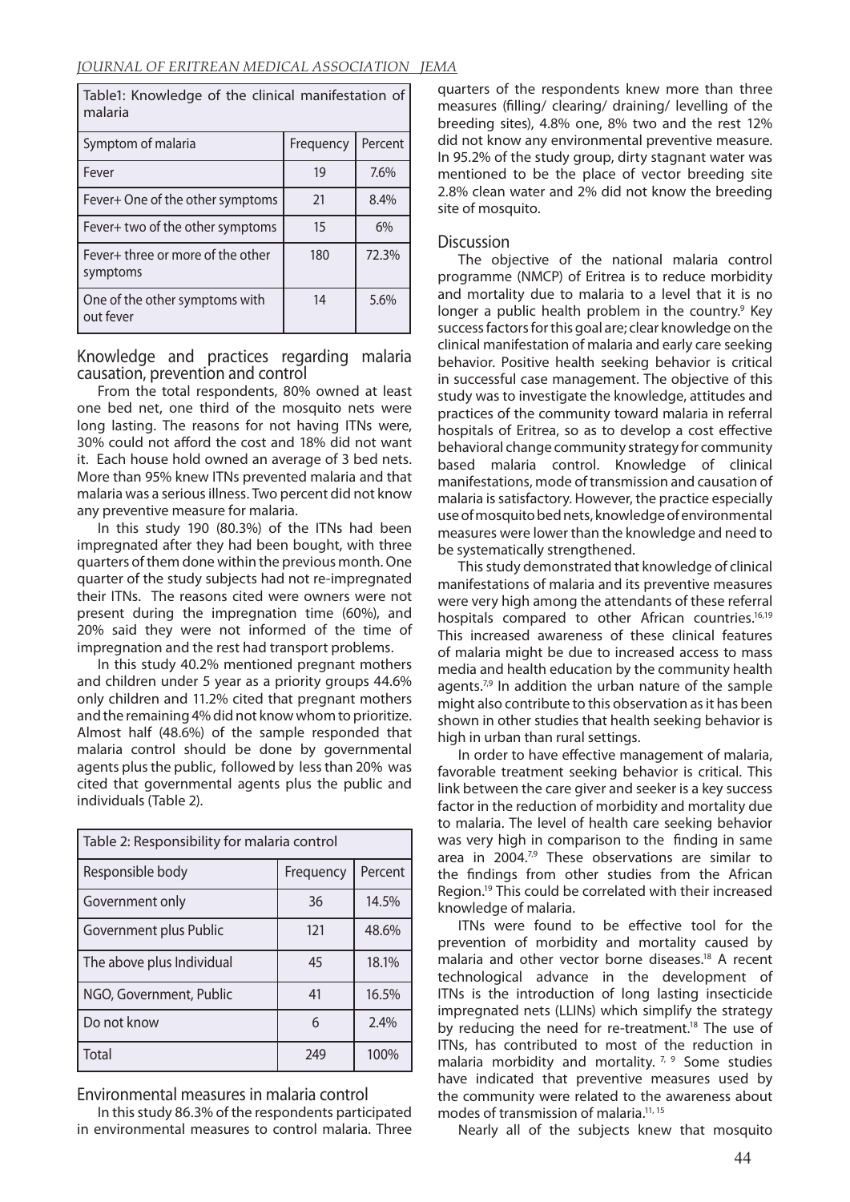| Table1: Knowledge of the clinical manifestation of malaria | | |
|---|---|---|
| Symptom of malaria | Frequency | Percent |
| Fever | 19 | 7.6% |
| Fever+ One of the other symptoms | 21 | 8.4% |
| Fever+ two of the other symptoms | 15 | 6% |
| Fever+ three or more of the other symptoms | 180 | 72.3% |
| One of the other symptoms with out fever | 14 | 5.6% |

## Knowledge and practices regarding malaria causation, prevention and control

From the total respondents, 80% owned at least one bed net, one third of the mosquito nets were long lasting. The reasons for not having ITNs were, 30% could not afford the cost and 18% did not want it. Each house hold owned an average of 3 bed nets. More than 95% knew ITNs prevented malaria and that malaria was a serious illness. Two percent did not know any preventive measure for malaria.

In this study 190 (80.3%) of the ITNs had been impregnated after they had been bought, with three quarters of them done within the previous month. One quarter of the study subjects had not re-impregnated their ITNs. The reasons cited were owners were not present during the impregnation time (60%), and 20% said they were not informed of the time of impregnation and the rest had transport problems.

In this study 40.2% mentioned pregnant mothers and children under 5 year as a priority groups 44.6% only children and 11.2% cited that pregnant mothers and the remaining 4% did not know whom to prioritize. Almost half (48.6%) of the sample responded that malaria control should be done by governmental agents plus the public, followed by less than 20% was cited that governmental agents plus the public and individuals (Table 2).

| Table 2: Responsibility for malaria control | | |
|---|---|---|
| Responsible body | Frequency | Percent |
| Government only | 36 | 14.5% |
| Government plus Public | 121 | 48.6% |
| The above plus Individual | 45 | 18.1% |
| NGO, Government, Public | 41 | 16.5% |
| Do not know | 6 | 2.4% |
| Total | 249 | 100% |

## Environmental measures in malaria control

In this study 86.3% of the respondents participated in environmental measures to control malaria. Three quarters of the respondents knew more than three measures (filling/ clearing/ draining/ levelling of the breeding sites), 4.8% one, 8% two and the rest 12% did not know any environmental preventive measure. In 95.2% of the study group, dirty stagnant water was mentioned to be the place of vector breeding site 2.8% clean water and 2% did not know the breeding site of mosquito.

## Discussion

The objective of the national malaria control programme (NMCP) of Eritrea is to reduce morbidity and mortality due to malaria to a level that it is no longer a public health problem in the country.[9] Key success factors for this goal are; clear knowledge on the clinical manifestation of malaria and early care seeking behavior. Positive health seeking behavior is critical in successful case management. The objective of this study was to investigate the knowledge, attitudes and practices of the community toward malaria in referral hospitals of Eritrea, so as to develop a cost effective behavioral change community strategy for community based malaria control. Knowledge of clinical manifestations, mode of transmission and causation of malaria is satisfactory. However, the practice especially use of mosquito bed nets, knowledge of environmental measures were lower than the knowledge and need to be systematically strengthened.

This study demonstrated that knowledge of clinical manifestations of malaria and its preventive measures were very high among the attendants of these referral hospitals compared to other African countries.[16,19] This increased awareness of these clinical features of malaria might be due to increased access to mass media and health education by the community health agents.[7,9] In addition the urban nature of the sample might also contribute to this observation as it has been shown in other studies that health seeking behavior is high in urban than rural settings.

In order to have effective management of malaria, favorable treatment seeking behavior is critical. This link between the care giver and seeker is a key success factor in the reduction of morbidity and mortality due to malaria. The level of health care seeking behavior was very high in comparison to the finding in same area in 2004.[7,9] These observations are similar to the findings from other studies from the African Region.[19] This could be correlated with their increased knowledge of malaria.

ITNs were found to be effective tool for the prevention of morbidity and mortality caused by malaria and other vector borne diseases.[18] A recent technological advance in the development of ITNs is the introduction of long lasting insecticide impregnated nets (LLINs) which simplify the strategy by reducing the need for re-treatment.[18] The use of ITNs, has contributed to most of the reduction in malaria morbidity and mortality.[7, 9] Some studies have indicated that preventive measures used by the community were related to the awareness about modes of transmission of malaria.[11, 15]

Nearly all of the subjects knew that mosquito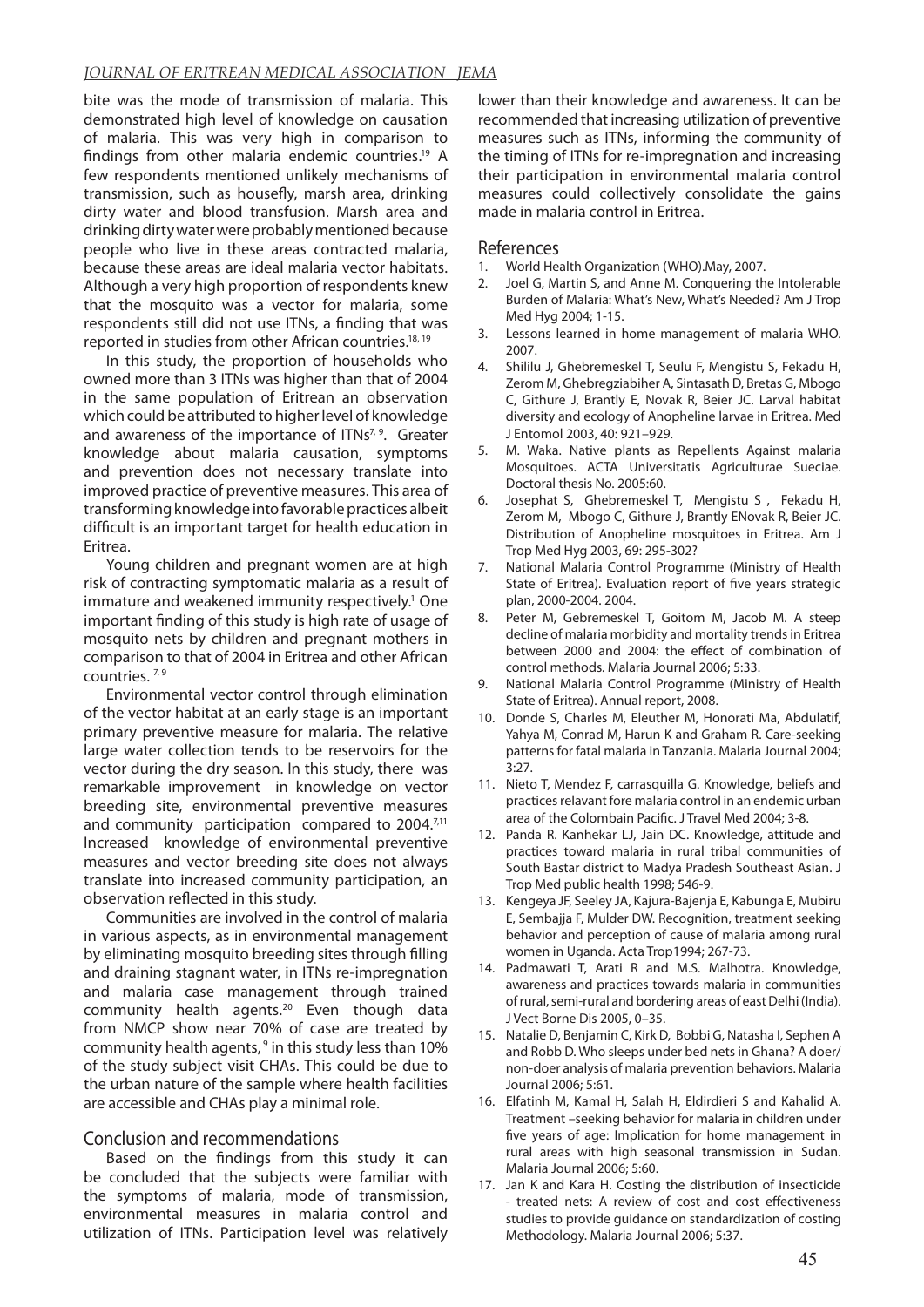bite was the mode of transmission of malaria. This demonstrated high level of knowledge on causation of malaria. This was very high in comparison to findings from other malaria endemic countries.[19] A few respondents mentioned unlikely mechanisms of transmission, such as housefly, marsh area, drinking dirty water and blood transfusion. Marsh area and drinking dirty water were probably mentioned because people who live in these areas contracted malaria, because these areas are ideal malaria vector habitats. Although a very high proportion of respondents knew that the mosquito was a vector for malaria, some respondents still did not use ITNs, a finding that was reported in studies from other African countries.[18, 19]

In this study, the proportion of households who owned more than 3 ITNs was higher than that of 2004 in the same population of Eritrean an observation which could be attributed to higher level of knowledge and awareness of the importance of ITNs[7, 9]. Greater knowledge about malaria causation, symptoms and prevention does not necessary translate into improved practice of preventive measures. This area of transforming knowledge into favorable practices albeit difficult is an important target for health education in Eritrea.

Young children and pregnant women are at high risk of contracting symptomatic malaria as a result of immature and weakened immunity respectively.[1] One important finding of this study is high rate of usage of mosquito nets by children and pregnant mothers in comparison to that of 2004 in Eritrea and other African countries. [7, 9]

Environmental vector control through elimination of the vector habitat at an early stage is an important primary preventive measure for malaria. The relative large water collection tends to be reservoirs for the vector during the dry season. In this study, there was remarkable improvement in knowledge on vector breeding site, environmental preventive measures and community participation compared to 2004.[7,11] Increased knowledge of environmental preventive measures and vector breeding site does not always translate into increased community participation, an observation reflected in this study.

Communities are involved in the control of malaria in various aspects, as in environmental management by eliminating mosquito breeding sites through filling and draining stagnant water, in ITNs re-impregnation and malaria case management through trained community health agents.[20] Even though data from NMCP show near 70% of case are treated by community health agents, [9] in this study less than 10% of the study subject visit CHAs. This could be due to the urban nature of the sample where health facilities are accessible and CHAs play a minimal role.

## Conclusion and recommendations

Based on the findings from this study it can be concluded that the subjects were familiar with the symptoms of malaria, mode of transmission, environmental measures in malaria control and utilization of ITNs. Participation level was relatively lower than their knowledge and awareness. It can be recommended that increasing utilization of preventive measures such as ITNs, informing the community of the timing of ITNs for re-impregnation and increasing their participation in environmental malaria control measures could collectively consolidate the gains made in malaria control in Eritrea.

## References

1. World Health Organization (WHO).May, 2007.
2. Joel G, Martin S, and Anne M. Conquering the Intolerable Burden of Malaria: What's New, What's Needed? Am J Trop Med Hyg 2004; 1-15.
3. Lessons learned in home management of malaria WHO. 2007.
4. Shililu J, Ghebremeskel T, Seulu F, Mengistu S, Fekadu H, Zerom M, Ghebregziabiher A, Sintasath D, Bretas G, Mbogo C, Githure J, Brantly E, Novak R, Beier JC. Larval habitat diversity and ecology of Anopheline larvae in Eritrea. Med J Entomol 2003, 40: 921–929.
5. M. Waka. Native plants as Repellents Against malaria Mosquitoes. ACTA Universitatis Agriculturae Sueciae. Doctoral thesis No. 2005:60.
6. Josephat S, Ghebremeskel T, Mengistu S , Fekadu H, Zerom M, Mbogo C, Githure J, Brantly ENovak R, Beier JC. Distribution of Anopheline mosquitoes in Eritrea. Am J Trop Med Hyg 2003, 69: 295-302?
7. National Malaria Control Programme (Ministry of Health State of Eritrea). Evaluation report of five years strategic plan, 2000-2004. 2004.
8. Peter M, Gebremeskel T, Goitom M, Jacob M. A steep decline of malaria morbidity and mortality trends in Eritrea between 2000 and 2004: the effect of combination of control methods. Malaria Journal 2006; 5:33.
9. National Malaria Control Programme (Ministry of Health State of Eritrea). Annual report, 2008.
10. Donde S, Charles M, Eleuther M, Honorati Ma, Abdulatif, Yahya M, Conrad M, Harun K and Graham R. Care-seeking patterns for fatal malaria in Tanzania. Malaria Journal 2004; 3:27.
11. Nieto T, Mendez F, carrasquilla G. Knowledge, beliefs and practices relavant fore malaria control in an endemic urban area of the Colombain Pacific. J Travel Med 2004; 3-8.
12. Panda R. Kanhekar LJ, Jain DC. Knowledge, attitude and practices toward malaria in rural tribal communities of South Bastar district to Madya Pradesh Southeast Asian. J Trop Med public health 1998; 546-9.
13. Kengeya JF, Seeley JA, Kajura-Bajenja E, Kabunga E, Mubiru E, Sembajja F, Mulder DW. Recognition, treatment seeking behavior and perception of cause of malaria among rural women in Uganda. Acta Trop1994; 267-73.
14. Padmawati T, Arati R and M.S. Malhotra. Knowledge, awareness and practices towards malaria in communities of rural, semi-rural and bordering areas of east Delhi (India). J Vect Borne Dis 2005, 0–35.
15. Natalie D, Benjamin C, Kirk D, Bobbi G, Natasha I, Sephen A and Robb D. Who sleeps under bed nets in Ghana? A doer/non-doer analysis of malaria prevention behaviors. Malaria Journal 2006; 5:61.
16. Elfatinh M, Kamal H, Salah H, Eldirdieri S and Kahalid A. Treatment –seeking behavior for malaria in children under five years of age: Implication for home management in rural areas with high seasonal transmission in Sudan. Malaria Journal 2006; 5:60.
17. Jan K and Kara H. Costing the distribution of insecticide - treated nets: A review of cost and cost effectiveness studies to provide guidance on standardization of costing Methodology. Malaria Journal 2006; 5:37.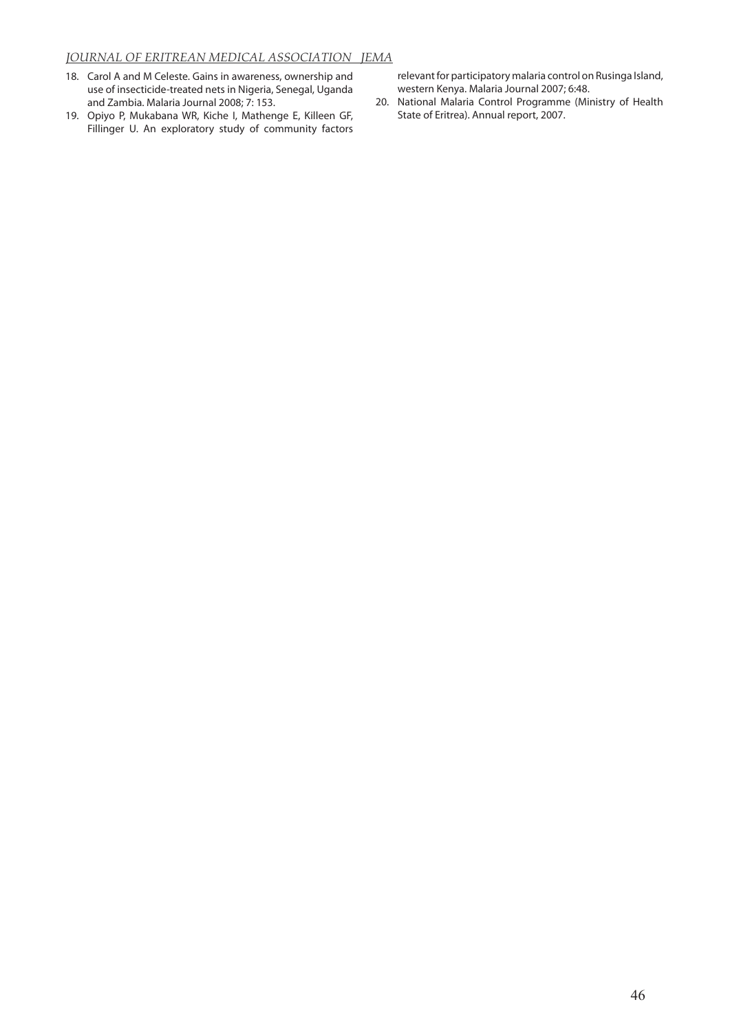18. Carol A and M Celeste. Gains in awareness, ownership and use of insecticide-treated nets in Nigeria, Senegal, Uganda and Zambia. Malaria Journal 2008; 7: 153.
19. Opiyo P, Mukabana WR, Kiche I, Mathenge E, Killeen GF, Fillinger U. An exploratory study of community factors relevant for participatory malaria control on Rusinga Island, western Kenya. Malaria Journal 2007; 6:48.
20. National Malaria Control Programme (Ministry of Health State of Eritrea). Annual report, 2007.